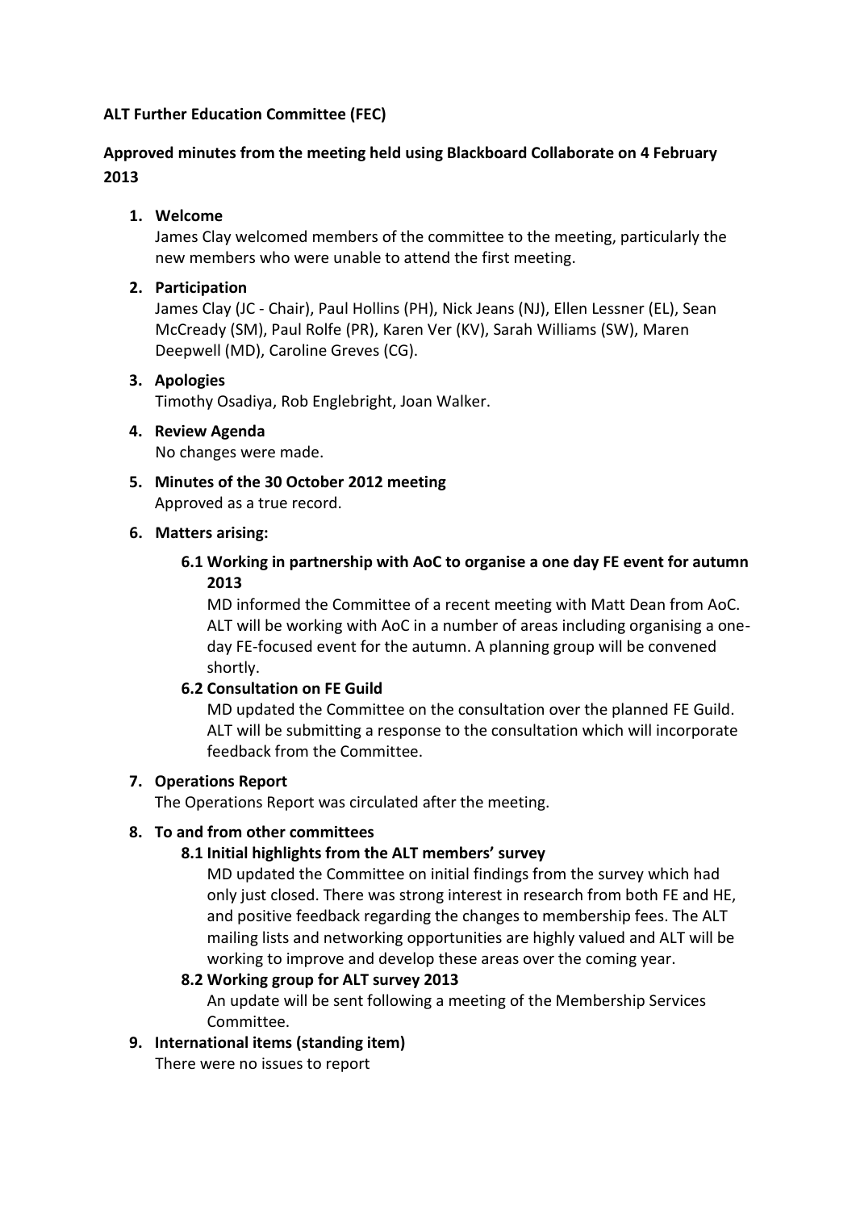**ALT Further Education Committee (FEC)**

**Approved minutes from the meeting held using Blackboard Collaborate on 4 February 2013**

1. **Welcome**
   James Clay welcomed members of the committee to the meeting, particularly the new members who were unable to attend the first meeting.

2. **Participation**
   James Clay (JC - Chair), Paul Hollins (PH), Nick Jeans (NJ), Ellen Lessner (EL), Sean McCready (SM), Paul Rolfe (PR), Karen Ver (KV), Sarah Williams (SW), Maren Deepwell (MD), Caroline Greves (CG).

3. **Apologies**
   Timothy Osadiya, Rob Englebright, Joan Walker.

4. **Review Agenda**
   No changes were made.

5. **Minutes of the 30 October 2012 meeting**
   Approved as a true record.

6. **Matters arising:**

   **6.1 Working in partnership with AoC to organise a one day FE event for autumn 2013**
   MD informed the Committee of a recent meeting with Matt Dean from AoC. ALT will be working with AoC in a number of areas including organising a one-day FE-focused event for the autumn. A planning group will be convened shortly.

   **6.2 Consultation on FE Guild**
   MD updated the Committee on the consultation over the planned FE Guild. ALT will be submitting a response to the consultation which will incorporate feedback from the Committee.

7. **Operations Report**
   The Operations Report was circulated after the meeting.

8. **To and from other committees**

   **8.1 Initial highlights from the ALT members' survey**
   MD updated the Committee on initial findings from the survey which had only just closed. There was strong interest in research from both FE and HE, and positive feedback regarding the changes to membership fees. The ALT mailing lists and networking opportunities are highly valued and ALT will be working to improve and develop these areas over the coming year.

   **8.2 Working group for ALT survey 2013**
   An update will be sent following a meeting of the Membership Services Committee.

9. **International items (standing item)**
   There were no issues to report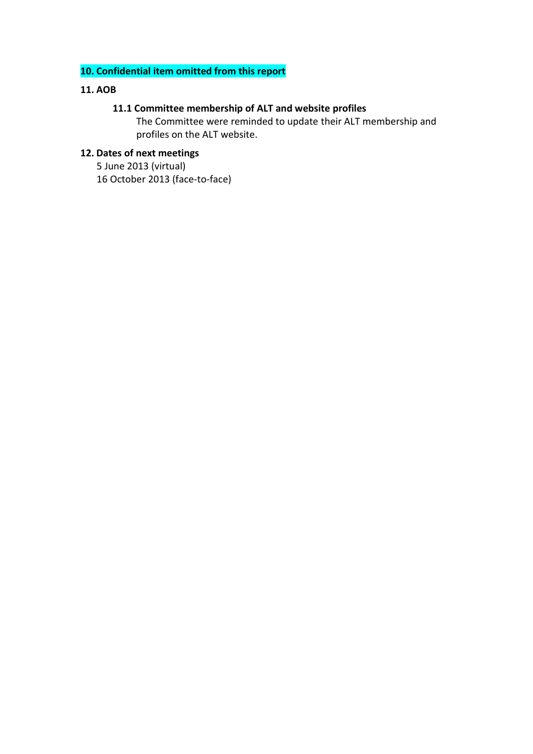## 10. Confidential item omitted from this report

## 11. AOB

### 11.1 Committee membership of ALT and website profiles

The Committee were reminded to update their ALT membership and profiles on the ALT website.

## 12. Dates of next meetings

5 June 2013 (virtual)
16 October 2013 (face-to-face)